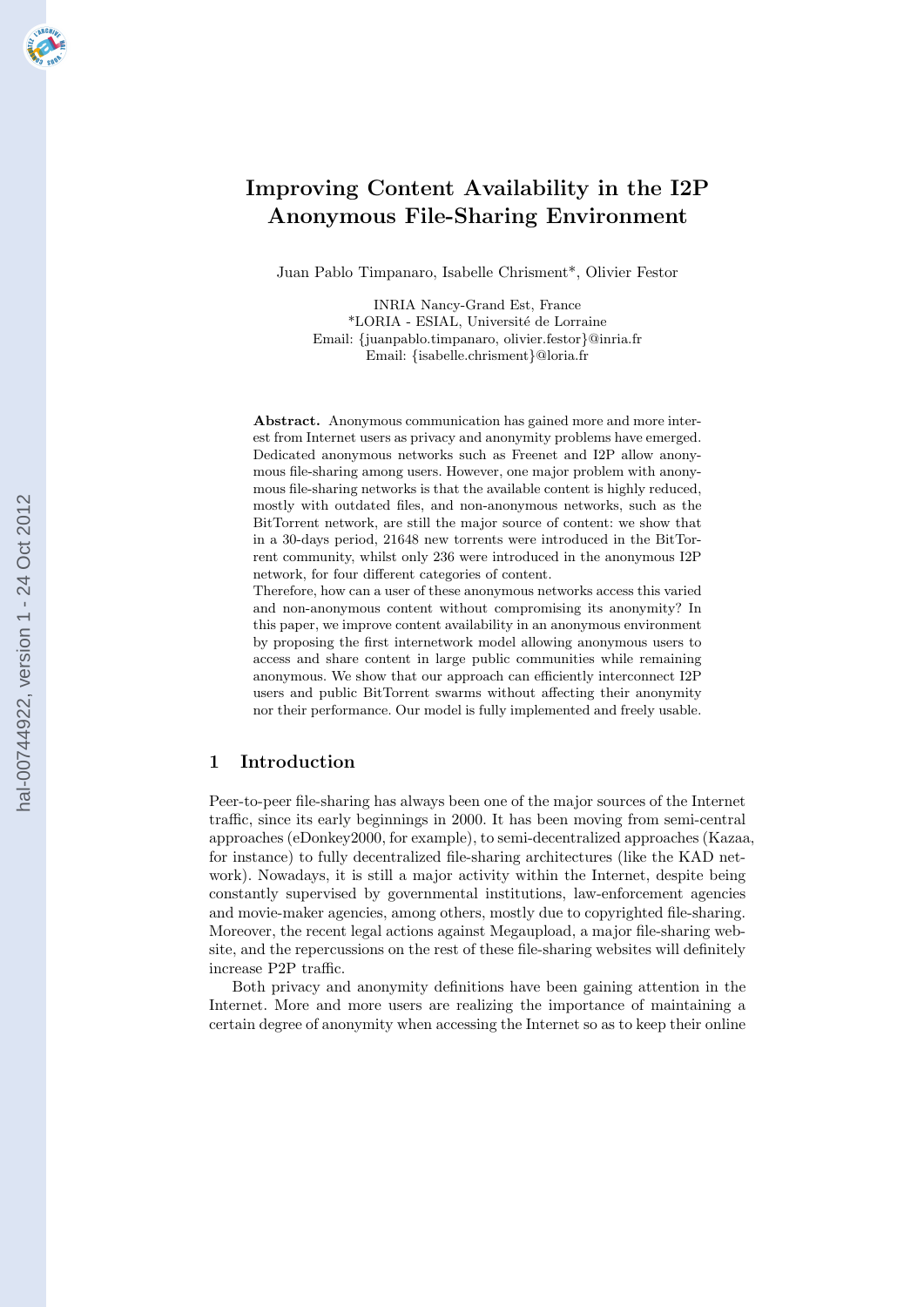# Improving Content Availability in the I2P Anonymous File-Sharing Environment

Juan Pablo Timpanaro, Isabelle Chrisment*, Olivier Festor

INRIA Nancy-Grand Est, France
*LORIA - ESIAL, Université de Lorraine
Email: {juanpablo.timpanaro, olivier.festor}@inria.fr
Email: {isabelle.chrisment}@loria.fr

**Abstract.** Anonymous communication has gained more and more interest from Internet users as privacy and anonymity problems have emerged. Dedicated anonymous networks such as Freenet and I2P allow anonymous file-sharing among users. However, one major problem with anonymous file-sharing networks is that the available content is highly reduced, mostly with outdated files, and non-anonymous networks, such as the BitTorrent network, are still the major source of content: we show that in a 30-days period, 21648 new torrents were introduced in the BitTorrent community, whilst only 236 were introduced in the anonymous I2P network, for four different categories of content.

Therefore, how can a user of these anonymous networks access this varied and non-anonymous content without compromising its anonymity? In this paper, we improve content availability in an anonymous environment by proposing the first internetwork model allowing anonymous users to access and share content in large public communities while remaining anonymous. We show that our approach can efficiently interconnect I2P users and public BitTorrent swarms without affecting their anonymity nor their performance. Our model is fully implemented and freely usable.

## 1 Introduction

Peer-to-peer file-sharing has always been one of the major sources of the Internet traffic, since its early beginnings in 2000. It has been moving from semi-central approaches (eDonkey2000, for example), to semi-decentralized approaches (Kazaa, for instance) to fully decentralized file-sharing architectures (like the KAD network). Nowadays, it is still a major activity within the Internet, despite being constantly supervised by governmental institutions, law-enforcement agencies and movie-maker agencies, among others, mostly due to copyrighted file-sharing. Moreover, the recent legal actions against Megaupload, a major file-sharing website, and the repercussions on the rest of these file-sharing websites will definitely increase P2P traffic.

Both privacy and anonymity definitions have been gaining attention in the Internet. More and more users are realizing the importance of maintaining a certain degree of anonymity when accessing the Internet so as to keep their online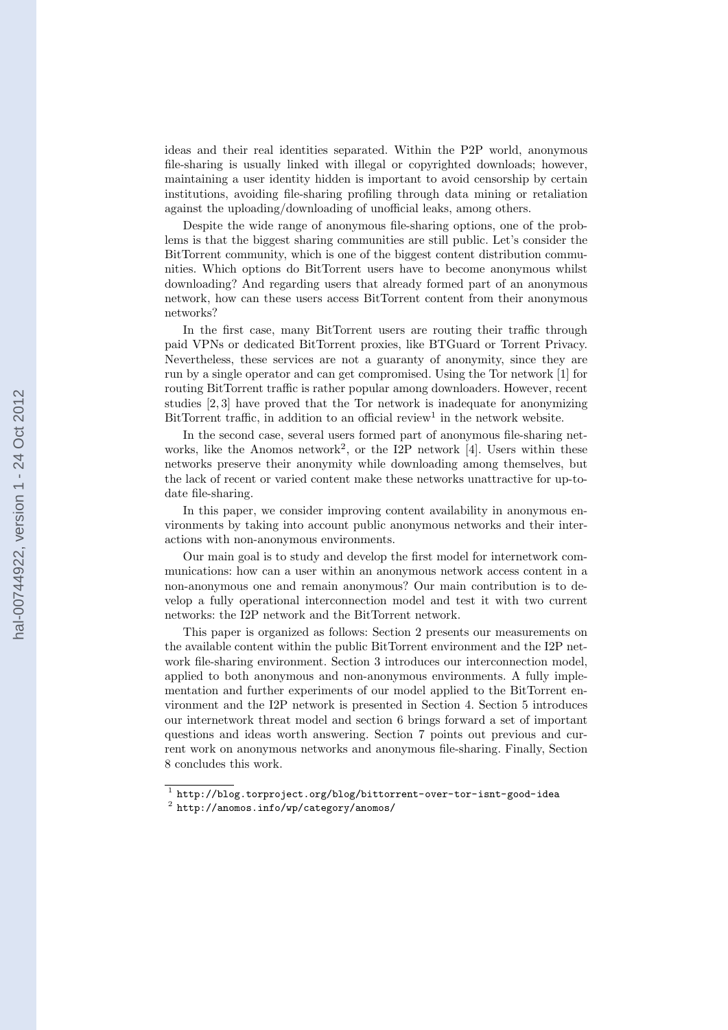ideas and their real identities separated. Within the P2P world, anonymous file-sharing is usually linked with illegal or copyrighted downloads; however, maintaining a user identity hidden is important to avoid censorship by certain institutions, avoiding file-sharing profiling through data mining or retaliation against the uploading/downloading of unofficial leaks, among others.

Despite the wide range of anonymous file-sharing options, one of the problems is that the biggest sharing communities are still public. Let's consider the BitTorrent community, which is one of the biggest content distribution communities. Which options do BitTorrent users have to become anonymous whilst downloading? And regarding users that already formed part of an anonymous network, how can these users access BitTorrent content from their anonymous networks?

In the first case, many BitTorrent users are routing their traffic through paid VPNs or dedicated BitTorrent proxies, like BTGuard or Torrent Privacy. Nevertheless, these services are not a guaranty of anonymity, since they are run by a single operator and can get compromised. Using the Tor network [1] for routing BitTorrent traffic is rather popular among downloaders. However, recent studies [2, 3] have proved that the Tor network is inadequate for anonymizing BitTorrent traffic, in addition to an official review[1] in the network website.

In the second case, several users formed part of anonymous file-sharing networks, like the Anomos network[2], or the I2P network [4]. Users within these networks preserve their anonymity while downloading among themselves, but the lack of recent or varied content make these networks unattractive for up-to-date file-sharing.

In this paper, we consider improving content availability in anonymous environments by taking into account public anonymous networks and their interactions with non-anonymous environments.

Our main goal is to study and develop the first model for internetwork communications: how can a user within an anonymous network access content in a non-anonymous one and remain anonymous? Our main contribution is to develop a fully operational interconnection model and test it with two current networks: the I2P network and the BitTorrent network.

This paper is organized as follows: Section 2 presents our measurements on the available content within the public BitTorrent environment and the I2P network file-sharing environment. Section 3 introduces our interconnection model, applied to both anonymous and non-anonymous environments. A fully implementation and further experiments of our model applied to the BitTorrent environment and the I2P network is presented in Section 4. Section 5 introduces our internetwork threat model and section 6 brings forward a set of important questions and ideas worth answering. Section 7 points out previous and current work on anonymous networks and anonymous file-sharing. Finally, Section 8 concludes this work.

[1] http://blog.torproject.org/blog/bittorrent-over-tor-isnt-good-idea

[2] http://anomos.info/wp/category/anomos/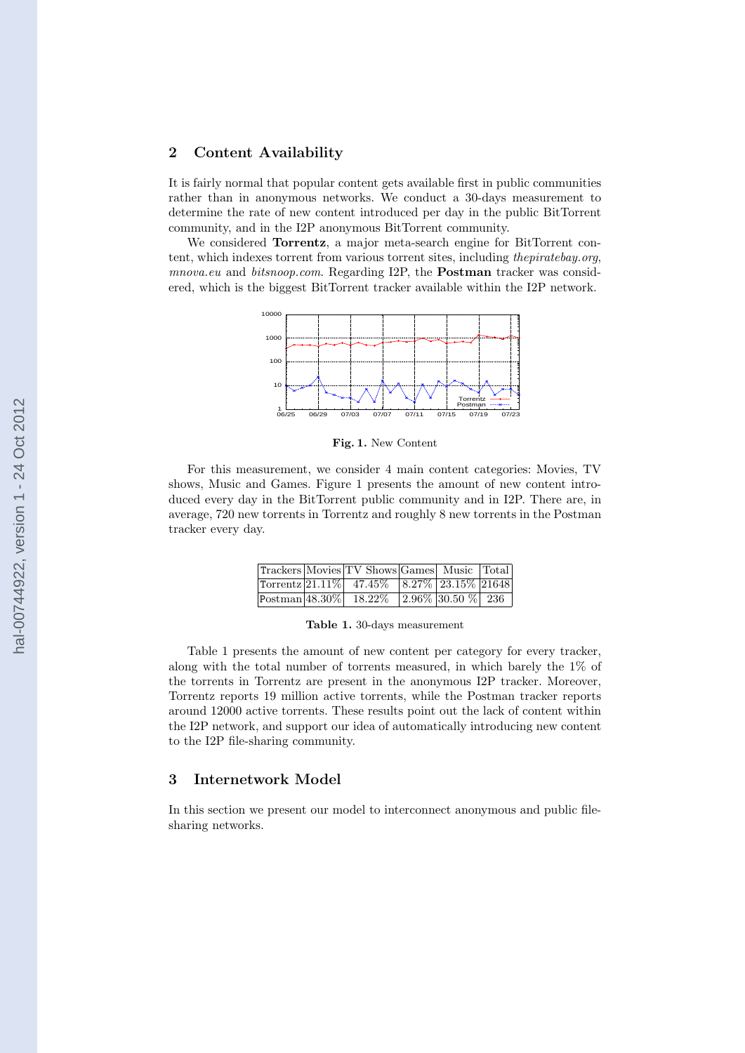## 2 Content Availability

It is fairly normal that popular content gets available first in public communities rather than in anonymous networks. We conduct a 30-days measurement to determine the rate of new content introduced per day in the public BitTorrent community, and in the I2P anonymous BitTorrent community.

We considered **Torrentz**, a major meta-search engine for BitTorrent content, which indexes torrent from various torrent sites, including *thepiratebay.org*, *mnova.eu* and *bitsnoop.com*. Regarding I2P, the **Postman** tracker was considered, which is the biggest BitTorrent tracker available within the I2P network.

**Fig. 1.** New Content

For this measurement, we consider 4 main content categories: Movies, TV shows, Music and Games. Figure 1 presents the amount of new content introduced every day in the BitTorrent public community and in I2P. There are, in average, 720 new torrents in Torrentz and roughly 8 new torrents in the Postman tracker every day.

| Trackers | Movies | TV Shows | Games | Music | Total |
|---|---|---|---|---|---|
| Torrentz | 21.11% | 47.45% | 8.27% | 23.15% | 21648 |
| Postman | 48.30% | 18.22% | 2.96% | 30.50 % | 236 |

**Table 1.** 30-days measurement

Table 1 presents the amount of new content per category for every tracker, along with the total number of torrents measured, in which barely the 1% of the torrents in Torrentz are present in the anonymous I2P tracker. Moreover, Torrentz reports 19 million active torrents, while the Postman tracker reports around 12000 active torrents. These results point out the lack of content within the I2P network, and support our idea of automatically introducing new content to the I2P file-sharing community.

## 3 Internetwork Model

In this section we present our model to interconnect anonymous and public file-sharing networks.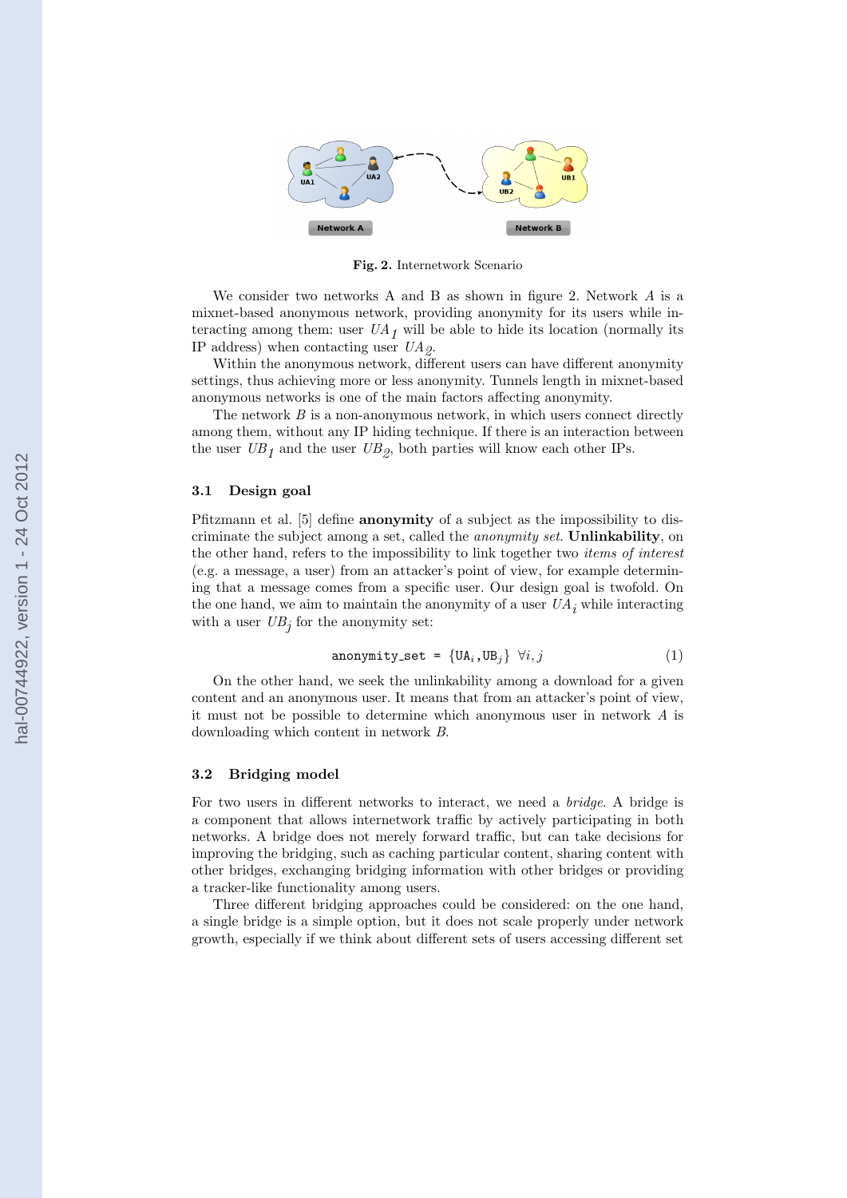Fig. 2. Internetwork Scenario

We consider two networks A and B as shown in figure 2. Network $A$ is a mixnet-based anonymous network, providing anonymity for its users while interacting among them: user $UA_1$ will be able to hide its location (normally its IP address) when contacting user $UA_2$.

Within the anonymous network, different users can have different anonymity settings, thus achieving more or less anonymity. Tunnels length in mixnet-based anonymous networks is one of the main factors affecting anonymity.

The network $B$ is a non-anonymous network, in which users connect directly among them, without any IP hiding technique. If there is an interaction between the user $UB_1$ and the user $UB_2$, both parties will know each other IPs.

### 3.1 Design goal

Pfitzmann et al. [5] define **anonymity** of a subject as the impossibility to discriminate the subject among a set, called the *anonymity set*. **Unlinkability**, on the other hand, refers to the impossibility to link together two *items of interest* (e.g. a message, a user) from an attacker's point of view, for example determining that a message comes from a specific user. Our design goal is twofold. On the one hand, we aim to maintain the anonymity of a user $UA_i$ while interacting with a user $UB_j$ for the anonymity set:

$$\texttt{anonymity\_set} = \{\texttt{UA}_i, \texttt{UB}_j\} \ \forall i, j \tag{1}$$

On the other hand, we seek the unlinkability among a download for a given content and an anonymous user. It means that from an attacker's point of view, it must not be possible to determine which anonymous user in network $A$ is downloading which content in network $B$.

### 3.2 Bridging model

For two users in different networks to interact, we need a *bridge*. A bridge is a component that allows internetwork traffic by actively participating in both networks. A bridge does not merely forward traffic, but can take decisions for improving the bridging, such as caching particular content, sharing content with other bridges, exchanging bridging information with other bridges or providing a tracker-like functionality among users.

Three different bridging approaches could be considered: on the one hand, a single bridge is a simple option, but it does not scale properly under network growth, especially if we think about different sets of users accessing different set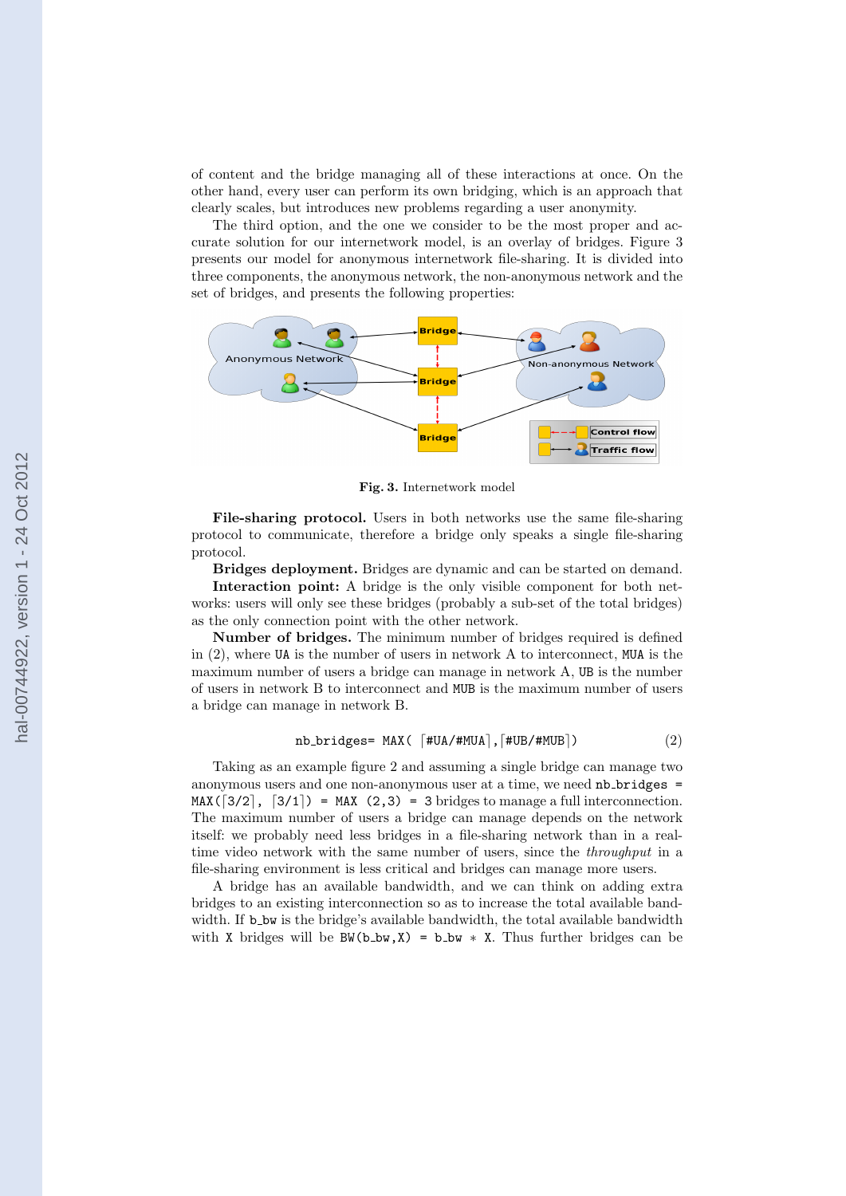of content and the bridge managing all of these interactions at once. On the other hand, every user can perform its own bridging, which is an approach that clearly scales, but introduces new problems regarding a user anonymity.

The third option, and the one we consider to be the most proper and accurate solution for our internetwork model, is an overlay of bridges. Figure 3 presents our model for anonymous internetwork file-sharing. It is divided into three components, the anonymous network, the non-anonymous network and the set of bridges, and presents the following properties:

**Fig. 3.** Internetwork model

**File-sharing protocol.** Users in both networks use the same file-sharing protocol to communicate, therefore a bridge only speaks a single file-sharing protocol.

**Bridges deployment.** Bridges are dynamic and can be started on demand.

**Interaction point:** A bridge is the only visible component for both networks: users will only see these bridges (probably a sub-set of the total bridges) as the only connection point with the other network.

**Number of bridges.** The minimum number of bridges required is defined in (2), where `UA` is the number of users in network A to interconnect, `MUA` is the maximum number of users a bridge can manage in network A, `UB` is the number of users in network B to interconnect and `MUB` is the maximum number of users a bridge can manage in network B.

$$\text{nb\_bridges} = \text{MAX}(\lceil \#\text{UA}/\#\text{MUA} \rceil, \lceil \#\text{UB}/\#\text{MUB} \rceil) \quad (2)$$

Taking as an example figure 2 and assuming a single bridge can manage two anonymous users and one non-anonymous user at a time, we need nb_bridges = $\text{MAX}(\lceil 3/2 \rceil, \lceil 3/1 \rceil) = \text{MAX}(2,3) = 3$ bridges to manage a full interconnection. The maximum number of users a bridge can manage depends on the network itself: we probably need less bridges in a file-sharing network than in a real-time video network with the same number of users, since the *throughput* in a file-sharing environment is less critical and bridges can manage more users.

A bridge has an available bandwidth, and we can think on adding extra bridges to an existing interconnection so as to increase the total available bandwidth. If b_bw is the bridge's available bandwidth, the total available bandwidth with `X` bridges will be `BW(b_bw,X) = b_bw * X`. Thus further bridges can be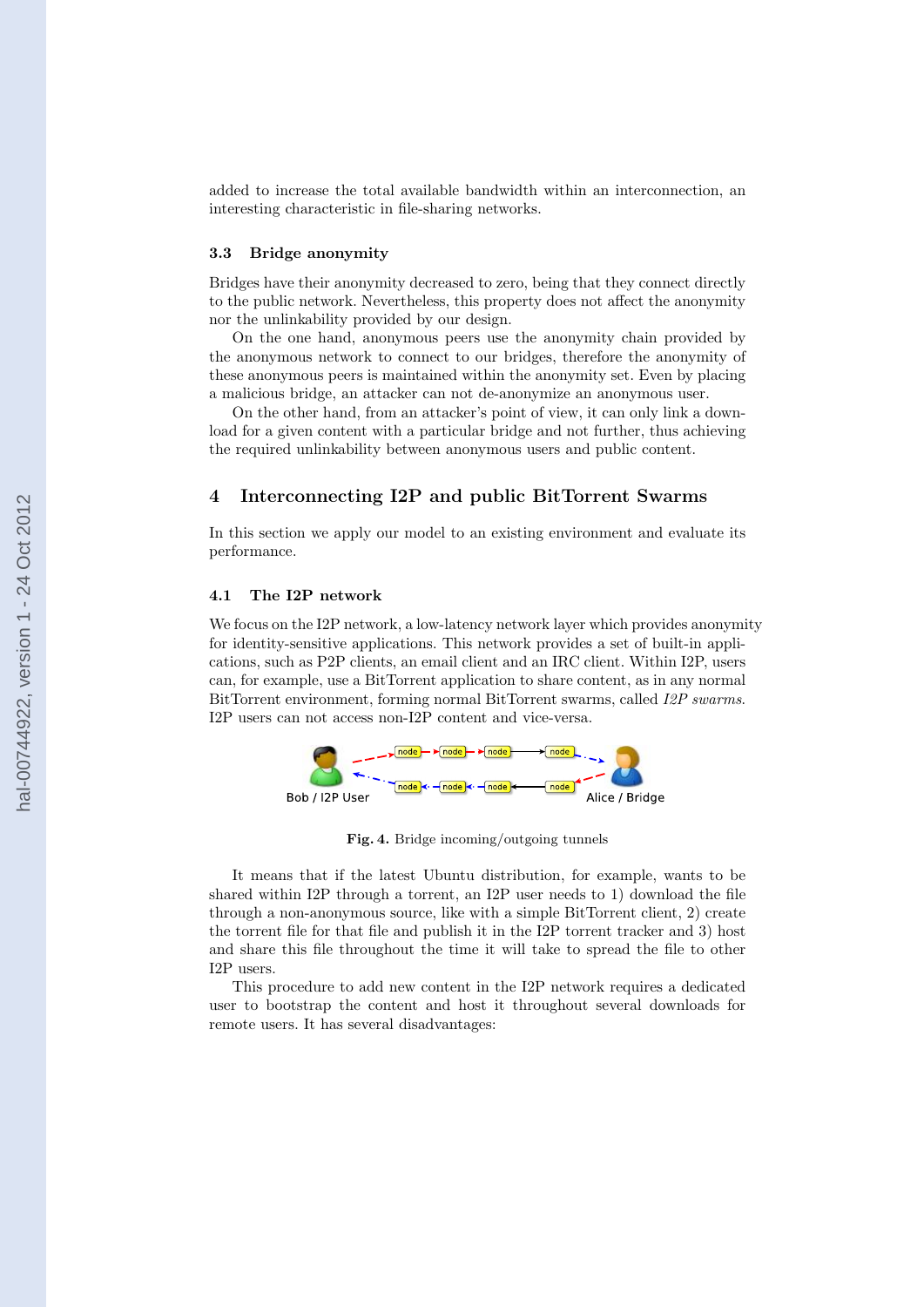added to increase the total available bandwidth within an interconnection, an interesting characteristic in file-sharing networks.

### 3.3 Bridge anonymity

Bridges have their anonymity decreased to zero, being that they connect directly to the public network. Nevertheless, this property does not affect the anonymity nor the unlinkability provided by our design.

On the one hand, anonymous peers use the anonymity chain provided by the anonymous network to connect to our bridges, therefore the anonymity of these anonymous peers is maintained within the anonymity set. Even by placing a malicious bridge, an attacker can not de-anonymize an anonymous user.

On the other hand, from an attacker's point of view, it can only link a download for a given content with a particular bridge and not further, thus achieving the required unlinkability between anonymous users and public content.

## 4 Interconnecting I2P and public BitTorrent Swarms

In this section we apply our model to an existing environment and evaluate its performance.

### 4.1 The I2P network

We focus on the I2P network, a low-latency network layer which provides anonymity for identity-sensitive applications. This network provides a set of built-in applications, such as P2P clients, an email client and an IRC client. Within I2P, users can, for example, use a BitTorrent application to share content, as in any normal BitTorrent environment, forming normal BitTorrent swarms, called *I2P swarms*. I2P users can not access non-I2P content and vice-versa.

**Fig. 4.** Bridge incoming/outgoing tunnels

It means that if the latest Ubuntu distribution, for example, wants to be shared within I2P through a torrent, an I2P user needs to 1) download the file through a non-anonymous source, like with a simple BitTorrent client, 2) create the torrent file for that file and publish it in the I2P torrent tracker and 3) host and share this file throughout the time it will take to spread the file to other I2P users.

This procedure to add new content in the I2P network requires a dedicated user to bootstrap the content and host it throughout several downloads for remote users. It has several disadvantages: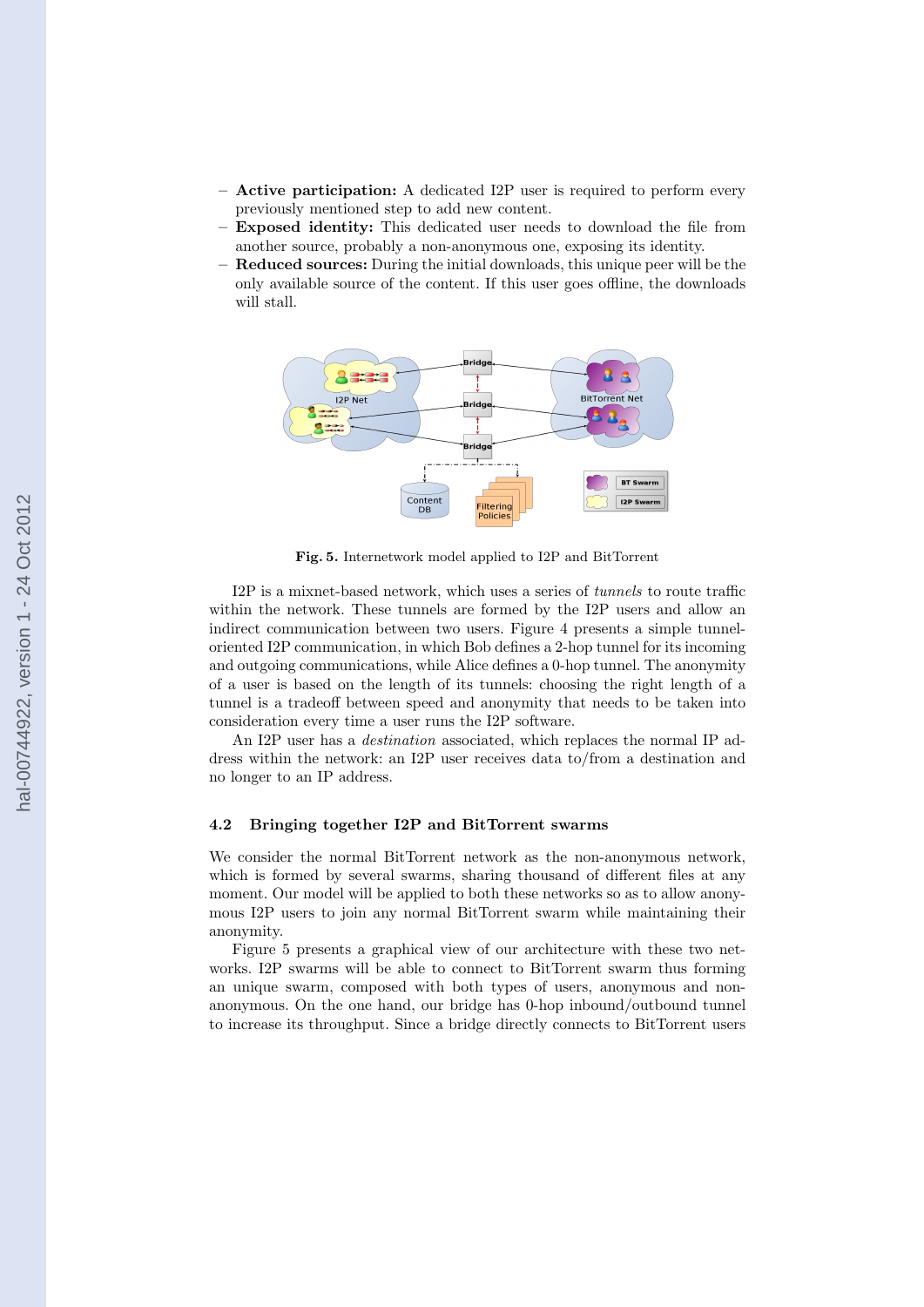- **Active participation:** A dedicated I2P user is required to perform every previously mentioned step to add new content.
- **Exposed identity:** This dedicated user needs to download the file from another source, probably a non-anonymous one, exposing its identity.
- **Reduced sources:** During the initial downloads, this unique peer will be the only available source of the content. If this user goes offline, the downloads will stall.

**Fig. 5.** Internetwork model applied to I2P and BitTorrent

I2P is a mixnet-based network, which uses a series of *tunnels* to route traffic within the network. These tunnels are formed by the I2P users and allow an indirect communication between two users. Figure 4 presents a simple tunnel-oriented I2P communication, in which Bob defines a 2-hop tunnel for its incoming and outgoing communications, while Alice defines a 0-hop tunnel. The anonymity of a user is based on the length of its tunnels: choosing the right length of a tunnel is a tradeoff between speed and anonymity that needs to be taken into consideration every time a user runs the I2P software.

An I2P user has a *destination* associated, which replaces the normal IP address within the network: an I2P user receives data to/from a destination and no longer to an IP address.

### 4.2 Bringing together I2P and BitTorrent swarms

We consider the normal BitTorrent network as the non-anonymous network, which is formed by several swarms, sharing thousand of different files at any moment. Our model will be applied to both these networks so as to allow anonymous I2P users to join any normal BitTorrent swarm while maintaining their anonymity.

Figure 5 presents a graphical view of our architecture with these two networks. I2P swarms will be able to connect to BitTorrent swarm thus forming an unique swarm, composed with both types of users, anonymous and non-anonymous. On the one hand, our bridge has 0-hop inbound/outbound tunnel to increase its throughput. Since a bridge directly connects to BitTorrent users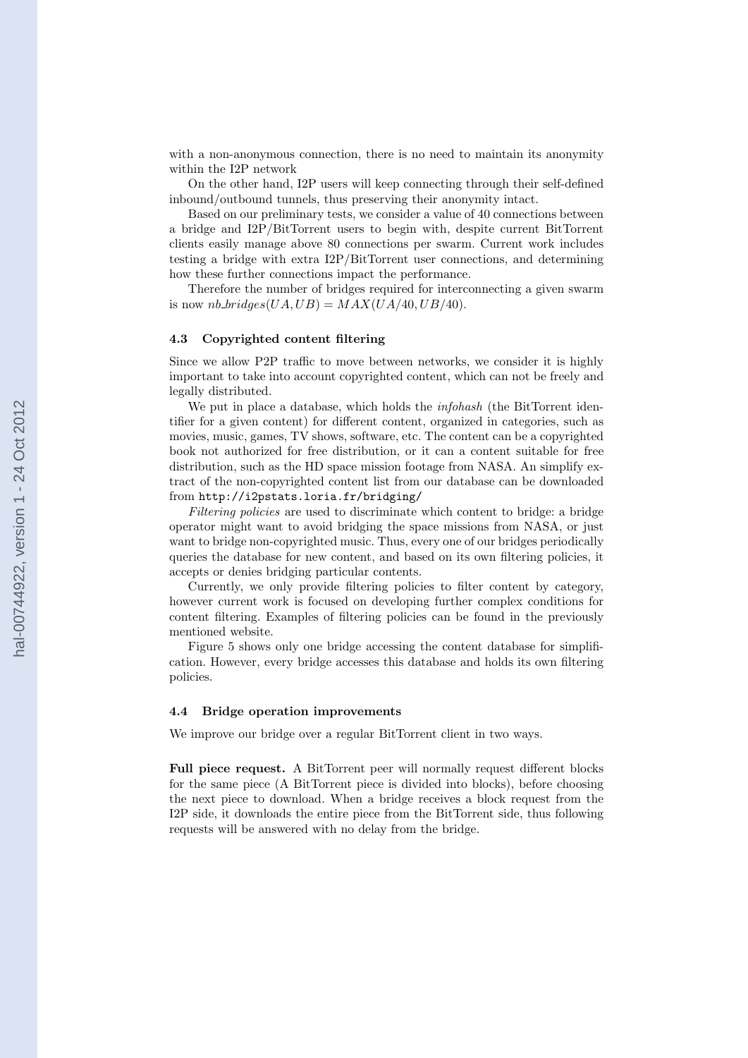with a non-anonymous connection, there is no need to maintain its anonymity within the I2P network

On the other hand, I2P users will keep connecting through their self-defined inbound/outbound tunnels, thus preserving their anonymity intact.

Based on our preliminary tests, we consider a value of 40 connections between a bridge and I2P/BitTorrent users to begin with, despite current BitTorrent clients easily manage above 80 connections per swarm. Current work includes testing a bridge with extra I2P/BitTorrent user connections, and determining how these further connections impact the performance.

Therefore the number of bridges required for interconnecting a given swarm is now $nb\_bridges(UA, UB) = MAX(UA/40, UB/40)$.

### 4.3 Copyrighted content filtering

Since we allow P2P traffic to move between networks, we consider it is highly important to take into account copyrighted content, which can not be freely and legally distributed.

We put in place a database, which holds the *infohash* (the BitTorrent identifier for a given content) for different content, organized in categories, such as movies, music, games, TV shows, software, etc. The content can be a copyrighted book not authorized for free distribution, or it can a content suitable for free distribution, such as the HD space mission footage from NASA. An simplify extract of the non-copyrighted content list from our database can be downloaded from `http://i2pstats.loria.fr/bridging/`

*Filtering policies* are used to discriminate which content to bridge: a bridge operator might want to avoid bridging the space missions from NASA, or just want to bridge non-copyrighted music. Thus, every one of our bridges periodically queries the database for new content, and based on its own filtering policies, it accepts or denies bridging particular contents.

Currently, we only provide filtering policies to filter content by category, however current work is focused on developing further complex conditions for content filtering. Examples of filtering policies can be found in the previously mentioned website.

Figure 5 shows only one bridge accessing the content database for simplification. However, every bridge accesses this database and holds its own filtering policies.

### 4.4 Bridge operation improvements

We improve our bridge over a regular BitTorrent client in two ways.

**Full piece request.** A BitTorrent peer will normally request different blocks for the same piece (A BitTorrent piece is divided into blocks), before choosing the next piece to download. When a bridge receives a block request from the I2P side, it downloads the entire piece from the BitTorrent side, thus following requests will be answered with no delay from the bridge.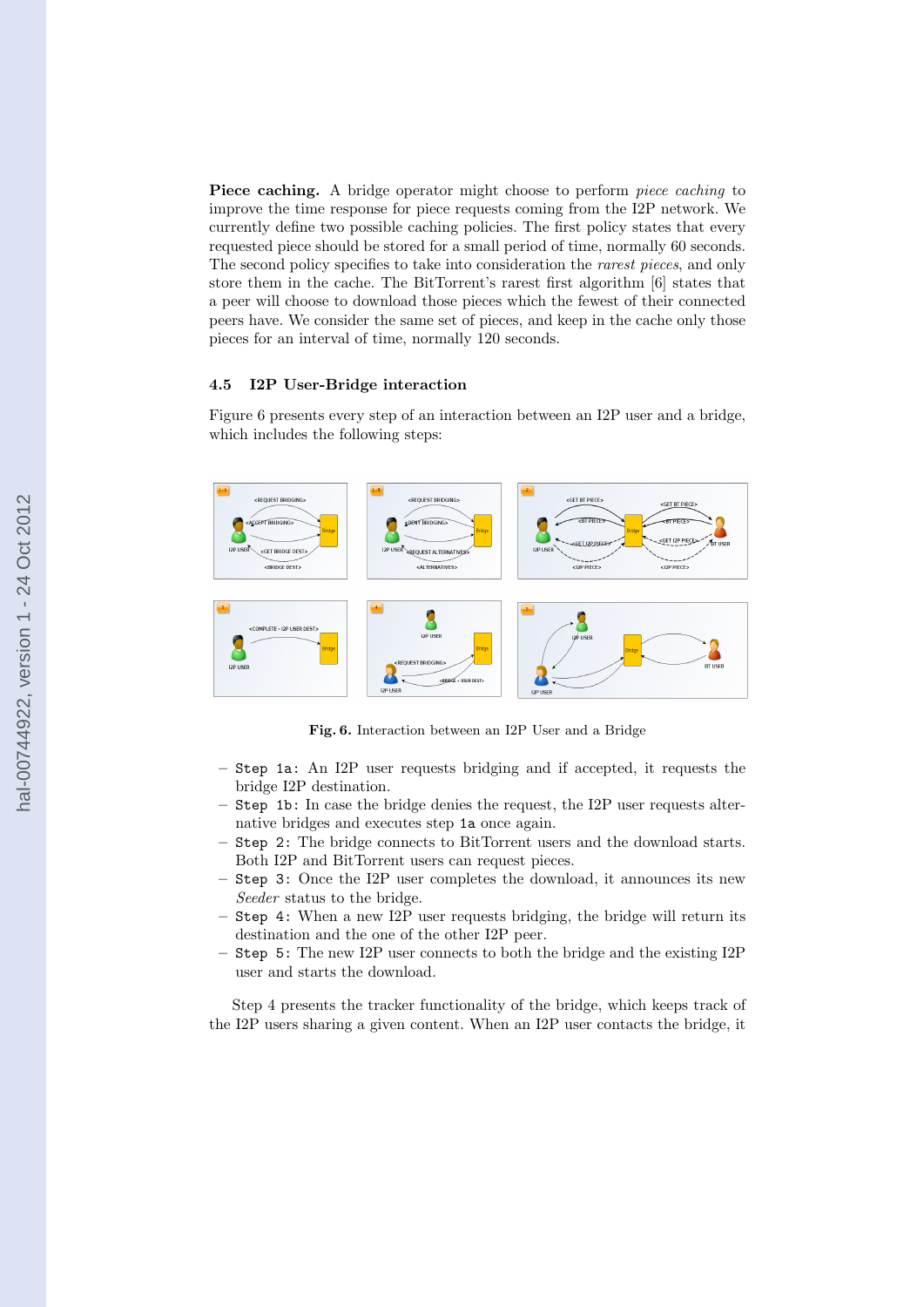**Piece caching.** A bridge operator might choose to perform *piece caching* to improve the time response for piece requests coming from the I2P network. We currently define two possible caching policies. The first policy states that every requested piece should be stored for a small period of time, normally 60 seconds. The second policy specifies to take into consideration the *rarest pieces*, and only store them in the cache. The BitTorrent's rarest first algorithm [6] states that a peer will choose to download those pieces which the fewest of their connected peers have. We consider the same set of pieces, and keep in the cache only those pieces for an interval of time, normally 120 seconds.

### 4.5 I2P User-Bridge interaction

Figure 6 presents every step of an interaction between an I2P user and a bridge, which includes the following steps:

**Fig. 6.** Interaction between an I2P User and a Bridge

- `Step 1a`: An I2P user requests bridging and if accepted, it requests the bridge I2P destination.
- `Step 1b`: In case the bridge denies the request, the I2P user requests alternative bridges and executes step `1a` once again.
- `Step 2`: The bridge connects to BitTorrent users and the download starts. Both I2P and BitTorrent users can request pieces.
- `Step 3`: Once the I2P user completes the download, it announces its new *Seeder* status to the bridge.
- `Step 4`: When a new I2P user requests bridging, the bridge will return its destination and the one of the other I2P peer.
- `Step 5`: The new I2P user connects to both the bridge and the existing I2P user and starts the download.

Step 4 presents the tracker functionality of the bridge, which keeps track of the I2P users sharing a given content. When an I2P user contacts the bridge, it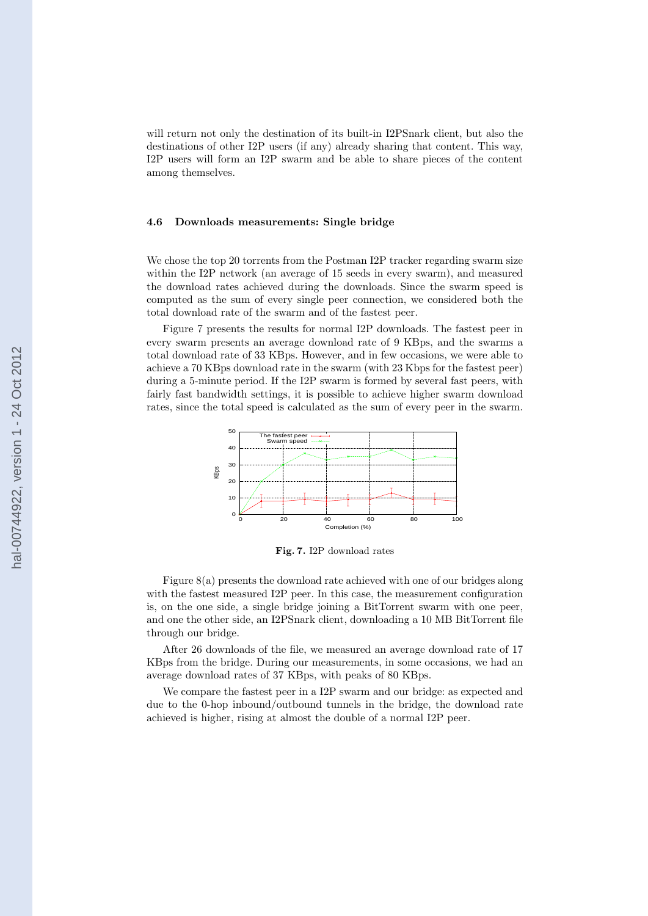will return not only the destination of its built-in I2PSnark client, but also the destinations of other I2P users (if any) already sharing that content. This way, I2P users will form an I2P swarm and be able to share pieces of the content among themselves.

### 4.6 Downloads measurements: Single bridge

We chose the top 20 torrents from the Postman I2P tracker regarding swarm size within the I2P network (an average of 15 seeds in every swarm), and measured the download rates achieved during the downloads. Since the swarm speed is computed as the sum of every single peer connection, we considered both the total download rate of the swarm and of the fastest peer.

Figure 7 presents the results for normal I2P downloads. The fastest peer in every swarm presents an average download rate of 9 KBps, and the swarms a total download rate of 33 KBps. However, and in few occasions, we were able to achieve a 70 KBps download rate in the swarm (with 23 Kbps for the fastest peer) during a 5-minute period. If the I2P swarm is formed by several fast peers, with fairly fast bandwidth settings, it is possible to achieve higher swarm download rates, since the total speed is calculated as the sum of every peer in the swarm.

**Fig. 7.** I2P download rates

Figure 8(a) presents the download rate achieved with one of our bridges along with the fastest measured I2P peer. In this case, the measurement configuration is, on the one side, a single bridge joining a BitTorrent swarm with one peer, and one the other side, an I2PSnark client, downloading a 10 MB BitTorrent file through our bridge.

After 26 downloads of the file, we measured an average download rate of 17 KBps from the bridge. During our measurements, in some occasions, we had an average download rates of 37 KBps, with peaks of 80 KBps.

We compare the fastest peer in a I2P swarm and our bridge: as expected and due to the 0-hop inbound/outbound tunnels in the bridge, the download rate achieved is higher, rising at almost the double of a normal I2P peer.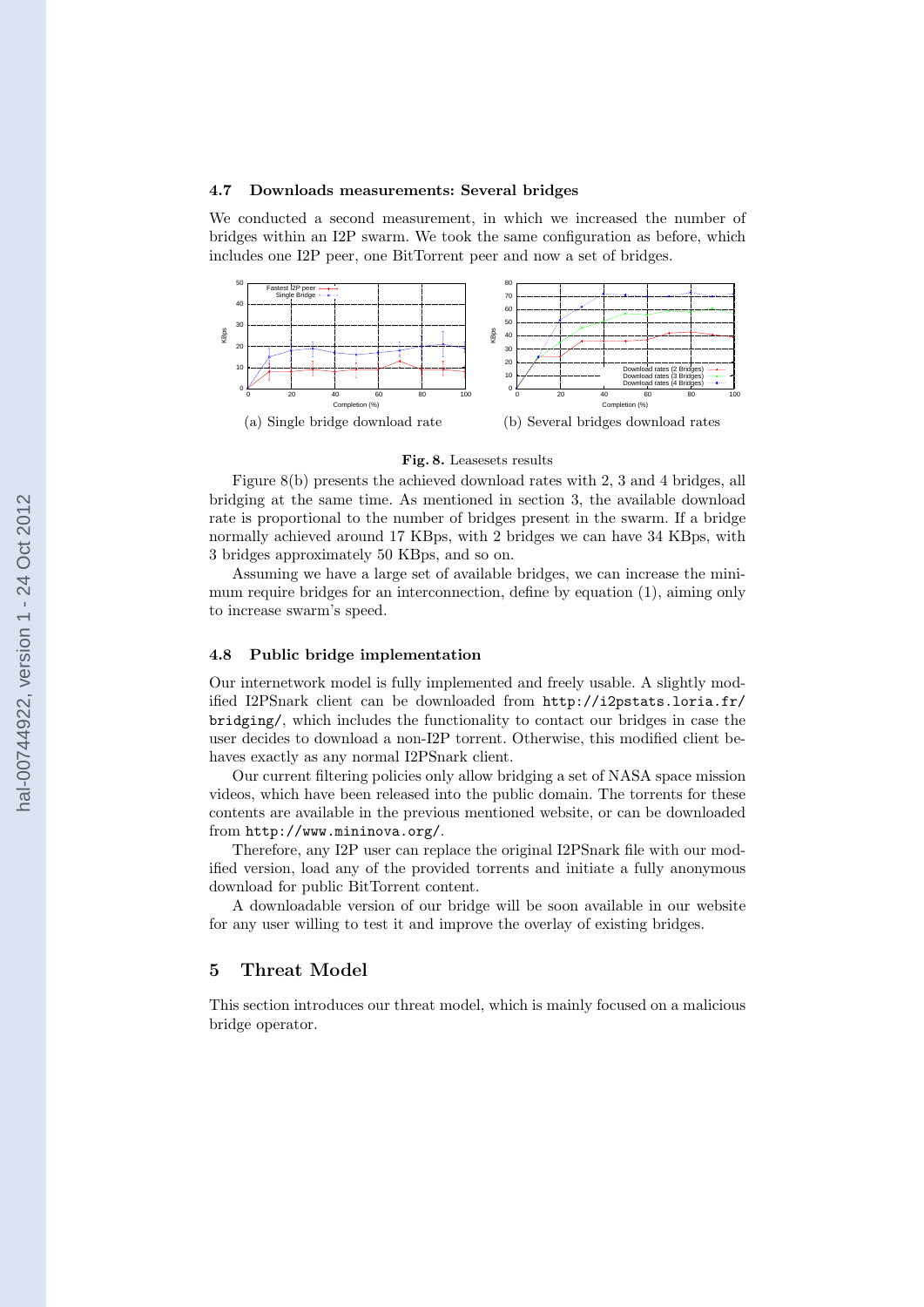### 4.7 Downloads measurements: Several bridges

We conducted a second measurement, in which we increased the number of bridges within an I2P swarm. We took the same configuration as before, which includes one I2P peer, one BitTorrent peer and now a set of bridges.

(a) Single bridge download rate

(b) Several bridges download rates

**Fig. 8.** Leasesets results

Figure 8(b) presents the achieved download rates with 2, 3 and 4 bridges, all bridging at the same time. As mentioned in section 3, the available download rate is proportional to the number of bridges present in the swarm. If a bridge normally achieved around 17 KBps, with 2 bridges we can have 34 KBps, with 3 bridges approximately 50 KBps, and so on.

Assuming we have a large set of available bridges, we can increase the minimum require bridges for an interconnection, define by equation (1), aiming only to increase swarm's speed.

### 4.8 Public bridge implementation

Our internetwork model is fully implemented and freely usable. A slightly modified I2PSnark client can be downloaded from `http://i2pstats.loria.fr/bridging/`, which includes the functionality to contact our bridges in case the user decides to download a non-I2P torrent. Otherwise, this modified client behaves exactly as any normal I2PSnark client.

Our current filtering policies only allow bridging a set of NASA space mission videos, which have been released into the public domain. The torrents for these contents are available in the previous mentioned website, or can be downloaded from `http://www.mininova.org/`.

Therefore, any I2P user can replace the original I2PSnark file with our modified version, load any of the provided torrents and initiate a fully anonymous download for public BitTorrent content.

A downloadable version of our bridge will be soon available in our website for any user willing to test it and improve the overlay of existing bridges.

## 5 Threat Model

This section introduces our threat model, which is mainly focused on a malicious bridge operator.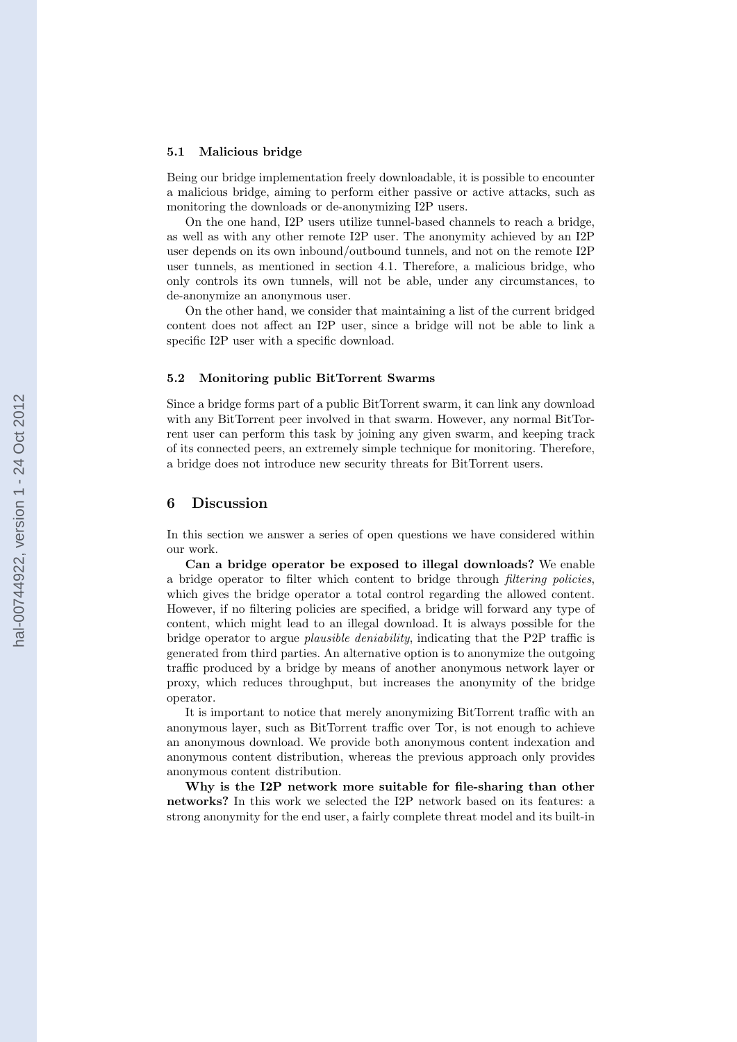### 5.1 Malicious bridge

Being our bridge implementation freely downloadable, it is possible to encounter a malicious bridge, aiming to perform either passive or active attacks, such as monitoring the downloads or de-anonymizing I2P users.

On the one hand, I2P users utilize tunnel-based channels to reach a bridge, as well as with any other remote I2P user. The anonymity achieved by an I2P user depends on its own inbound/outbound tunnels, and not on the remote I2P user tunnels, as mentioned in section 4.1. Therefore, a malicious bridge, who only controls its own tunnels, will not be able, under any circumstances, to de-anonymize an anonymous user.

On the other hand, we consider that maintaining a list of the current bridged content does not affect an I2P user, since a bridge will not be able to link a specific I2P user with a specific download.

### 5.2 Monitoring public BitTorrent Swarms

Since a bridge forms part of a public BitTorrent swarm, it can link any download with any BitTorrent peer involved in that swarm. However, any normal BitTorrent user can perform this task by joining any given swarm, and keeping track of its connected peers, an extremely simple technique for monitoring. Therefore, a bridge does not introduce new security threats for BitTorrent users.

## 6 Discussion

In this section we answer a series of open questions we have considered within our work.

**Can a bridge operator be exposed to illegal downloads?** We enable a bridge operator to filter which content to bridge through *filtering policies*, which gives the bridge operator a total control regarding the allowed content. However, if no filtering policies are specified, a bridge will forward any type of content, which might lead to an illegal download. It is always possible for the bridge operator to argue *plausible deniability*, indicating that the P2P traffic is generated from third parties. An alternative option is to anonymize the outgoing traffic produced by a bridge by means of another anonymous network layer or proxy, which reduces throughput, but increases the anonymity of the bridge operator.

It is important to notice that merely anonymizing BitTorrent traffic with an anonymous layer, such as BitTorrent traffic over Tor, is not enough to achieve an anonymous download. We provide both anonymous content indexation and anonymous content distribution, whereas the previous approach only provides anonymous content distribution.

**Why is the I2P network more suitable for file-sharing than other networks?** In this work we selected the I2P network based on its features: a strong anonymity for the end user, a fairly complete threat model and its built-in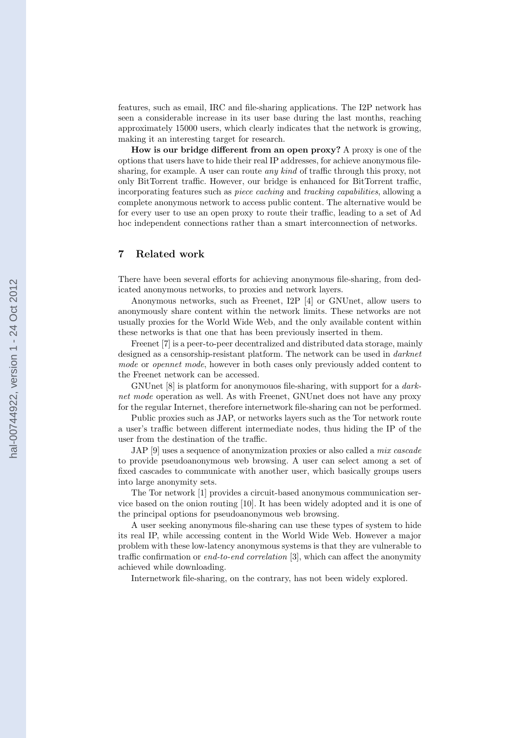features, such as email, IRC and file-sharing applications. The I2P network has seen a considerable increase in its user base during the last months, reaching approximately 15000 users, which clearly indicates that the network is growing, making it an interesting target for research.

**How is our bridge different from an open proxy?** A proxy is one of the options that users have to hide their real IP addresses, for achieve anonymous file-sharing, for example. A user can route *any kind* of traffic through this proxy, not only BitTorrent traffic. However, our bridge is enhanced for BitTorrent traffic, incorporating features such as *piece caching* and *tracking capabilities*, allowing a complete anonymous network to access public content. The alternative would be for every user to use an open proxy to route their traffic, leading to a set of Ad hoc independent connections rather than a smart interconnection of networks.

## 7 Related work

There have been several efforts for achieving anonymous file-sharing, from dedicated anonymous networks, to proxies and network layers.

Anonymous networks, such as Freenet, I2P [4] or GNUnet, allow users to anonymously share content within the network limits. These networks are not usually proxies for the World Wide Web, and the only available content within these networks is that one that has been previously inserted in them.

Freenet [7] is a peer-to-peer decentralized and distributed data storage, mainly designed as a censorship-resistant platform. The network can be used in *darknet mode* or *opennet mode*, however in both cases only previously added content to the Freenet network can be accessed.

GNUnet [8] is platform for anonymouos file-sharing, with support for a *darknet mode* operation as well. As with Freenet, GNUnet does not have any proxy for the regular Internet, therefore internetwork file-sharing can not be performed.

Public proxies such as JAP, or networks layers such as the Tor network route a user's traffic between different intermediate nodes, thus hiding the IP of the user from the destination of the traffic.

JAP [9] uses a sequence of anonymization proxies or also called a *mix cascade* to provide pseudoanonymous web browsing. A user can select among a set of fixed cascades to communicate with another user, which basically groups users into large anonymity sets.

The Tor network [1] provides a circuit-based anonymous communication service based on the onion routing [10]. It has been widely adopted and it is one of the principal options for pseudoanonymous web browsing.

A user seeking anonymous file-sharing can use these types of system to hide its real IP, while accessing content in the World Wide Web. However a major problem with these low-latency anonymous systems is that they are vulnerable to traffic confirmation or *end-to-end correlation* [3], which can affect the anonymity achieved while downloading.

Internetwork file-sharing, on the contrary, has not been widely explored.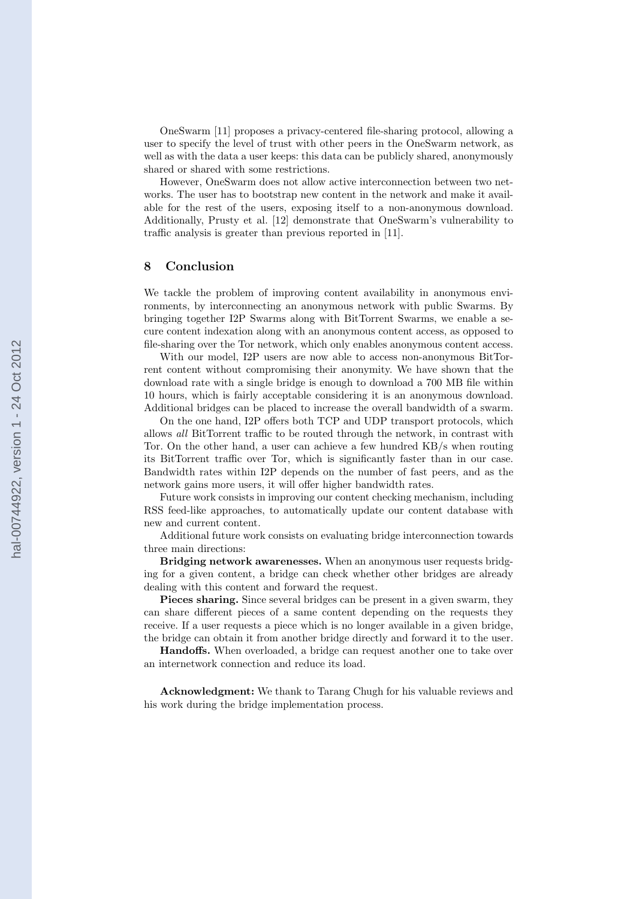OneSwarm [11] proposes a privacy-centered file-sharing protocol, allowing a user to specify the level of trust with other peers in the OneSwarm network, as well as with the data a user keeps: this data can be publicly shared, anonymously shared or shared with some restrictions.

However, OneSwarm does not allow active interconnection between two networks. The user has to bootstrap new content in the network and make it available for the rest of the users, exposing itself to a non-anonymous download. Additionally, Prusty et al. [12] demonstrate that OneSwarm's vulnerability to traffic analysis is greater than previous reported in [11].

## 8 Conclusion

We tackle the problem of improving content availability in anonymous environments, by interconnecting an anonymous network with public Swarms. By bringing together I2P Swarms along with BitTorrent Swarms, we enable a secure content indexation along with an anonymous content access, as opposed to file-sharing over the Tor network, which only enables anonymous content access.

With our model, I2P users are now able to access non-anonymous BitTorrent content without compromising their anonymity. We have shown that the download rate with a single bridge is enough to download a 700 MB file within 10 hours, which is fairly acceptable considering it is an anonymous download. Additional bridges can be placed to increase the overall bandwidth of a swarm.

On the one hand, I2P offers both TCP and UDP transport protocols, which allows *all* BitTorrent traffic to be routed through the network, in contrast with Tor. On the other hand, a user can achieve a few hundred KB/s when routing its BitTorrent traffic over Tor, which is significantly faster than in our case. Bandwidth rates within I2P depends on the number of fast peers, and as the network gains more users, it will offer higher bandwidth rates.

Future work consists in improving our content checking mechanism, including RSS feed-like approaches, to automatically update our content database with new and current content.

Additional future work consists on evaluating bridge interconnection towards three main directions:

**Bridging network awarenesses.** When an anonymous user requests bridging for a given content, a bridge can check whether other bridges are already dealing with this content and forward the request.

**Pieces sharing.** Since several bridges can be present in a given swarm, they can share different pieces of a same content depending on the requests they receive. If a user requests a piece which is no longer available in a given bridge, the bridge can obtain it from another bridge directly and forward it to the user.

**Handoffs.** When overloaded, a bridge can request another one to take over an internetwork connection and reduce its load.

**Acknowledgment:** We thank to Tarang Chugh for his valuable reviews and his work during the bridge implementation process.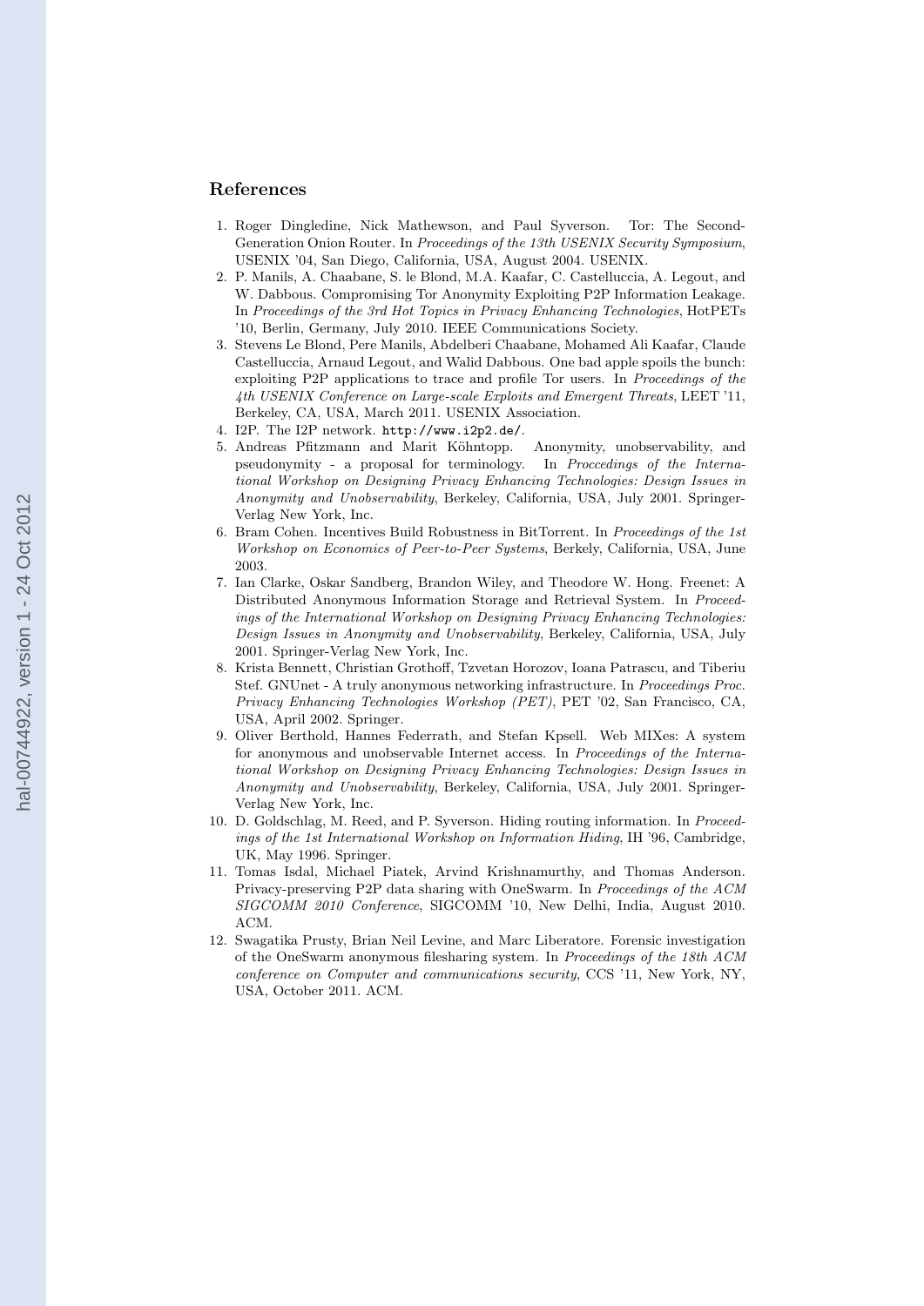## References

1. Roger Dingledine, Nick Mathewson, and Paul Syverson. Tor: The Second-Generation Onion Router. In *Proceedings of the 13th USENIX Security Symposium*, USENIX '04, San Diego, California, USA, August 2004. USENIX.
2. P. Manils, A. Chaabane, S. le Blond, M.A. Kaafar, C. Castelluccia, A. Legout, and W. Dabbous. Compromising Tor Anonymity Exploiting P2P Information Leakage. In *Proceedings of the 3rd Hot Topics in Privacy Enhancing Technologies*, HotPETs '10, Berlin, Germany, July 2010. IEEE Communications Society.
3. Stevens Le Blond, Pere Manils, Abdelberi Chaabane, Mohamed Ali Kaafar, Claude Castelluccia, Arnaud Legout, and Walid Dabbous. One bad apple spoils the bunch: exploiting P2P applications to trace and profile Tor users. In *Proceedings of the 4th USENIX Conference on Large-scale Exploits and Emergent Threats*, LEET '11, Berkeley, CA, USA, March 2011. USENIX Association.
4. I2P. The I2P network. `http://www.i2p2.de/`.
5. Andreas Pfitzmann and Marit Köhntopp. Anonymity, unobservability, and pseudonymity - a proposal for terminology. In *Proccedings of the International Workshop on Designing Privacy Enhancing Technologies: Design Issues in Anonymity and Unobservability*, Berkeley, California, USA, July 2001. Springer-Verlag New York, Inc.
6. Bram Cohen. Incentives Build Robustness in BitTorrent. In *Proceedings of the 1st Workshop on Economics of Peer-to-Peer Systems*, Berkely, California, USA, June 2003.
7. Ian Clarke, Oskar Sandberg, Brandon Wiley, and Theodore W. Hong. Freenet: A Distributed Anonymous Information Storage and Retrieval System. In *Proceedings of the International Workshop on Designing Privacy Enhancing Technologies: Design Issues in Anonymity and Unobservability*, Berkeley, California, USA, July 2001. Springer-Verlag New York, Inc.
8. Krista Bennett, Christian Grothoff, Tzvetan Horozov, Ioana Patrascu, and Tiberiu Stef. GNUnet - A truly anonymous networking infrastructure. In *Proceedings Proc. Privacy Enhancing Technologies Workshop (PET)*, PET '02, San Francisco, CA, USA, April 2002. Springer.
9. Oliver Berthold, Hannes Federrath, and Stefan Kpsell. Web MIXes: A system for anonymous and unobservable Internet access. In *Proceedings of the International Workshop on Designing Privacy Enhancing Technologies: Design Issues in Anonymity and Unobservability*, Berkeley, California, USA, July 2001. Springer-Verlag New York, Inc.
10. D. Goldschlag, M. Reed, and P. Syverson. Hiding routing information. In *Proceedings of the 1st International Workshop on Information Hiding*, IH '96, Cambridge, UK, May 1996. Springer.
11. Tomas Isdal, Michael Piatek, Arvind Krishnamurthy, and Thomas Anderson. Privacy-preserving P2P data sharing with OneSwarm. In *Proceedings of the ACM SIGCOMM 2010 Conference*, SIGCOMM '10, New Delhi, India, August 2010. ACM.
12. Swagatika Prusty, Brian Neil Levine, and Marc Liberatore. Forensic investigation of the OneSwarm anonymous filesharing system. In *Proceedings of the 18th ACM conference on Computer and communications security*, CCS '11, New York, NY, USA, October 2011. ACM.